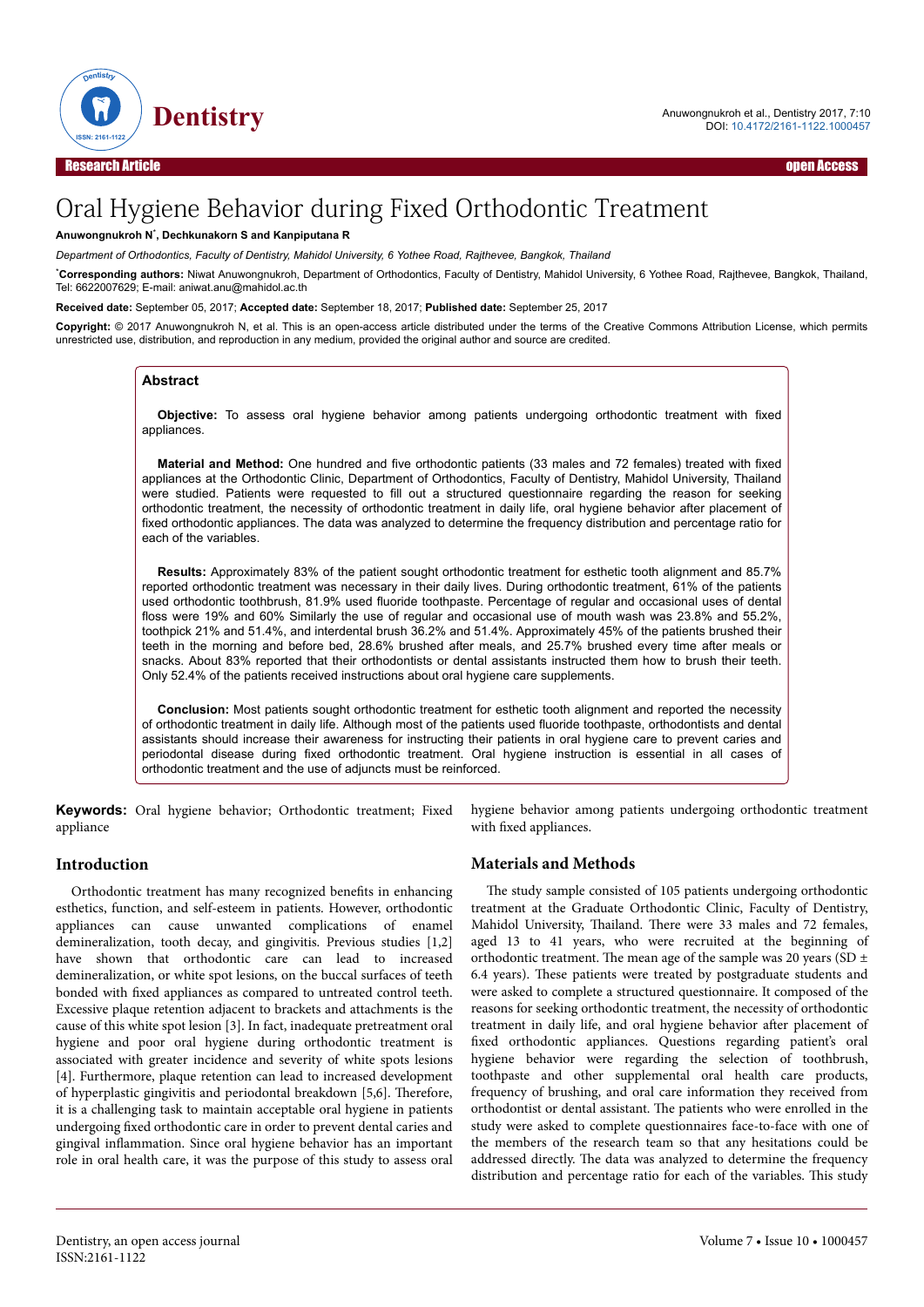Research Article · Open Access

# Oral Hygiene Behavior during Fixed Orthodontic Treatment

**Anuwongnukroh N[*], Dechkunakorn S and Kanpiputana R**

*Department of Orthodontics, Faculty of Dentistry, Mahidol University, 6 Yothee Road, Rajthevee, Bangkok, Thailand*

[*]**Corresponding authors:** Niwat Anuwongnukroh, Department of Orthodontics, Faculty of Dentistry, Mahidol University, 6 Yothee Road, Rajthevee, Bangkok, Thailand, Tel: 6622007629; E-mail: aniwat.anu@mahidol.ac.th

**Received date:** September 05, 2017; **Accepted date:** September 18, 2017; **Published date:** September 25, 2017

**Copyright:** © 2017 Anuwongnukroh N, et al. This is an open-access article distributed under the terms of the Creative Commons Attribution License, which permits unrestricted use, distribution, and reproduction in any medium, provided the original author and source are credited.

## Abstract

**Objective:** To assess oral hygiene behavior among patients undergoing orthodontic treatment with fixed appliances.

**Material and Method:** One hundred and five orthodontic patients (33 males and 72 females) treated with fixed appliances at the Orthodontic Clinic, Department of Orthodontics, Faculty of Dentistry, Mahidol University, Thailand were studied. Patients were requested to fill out a structured questionnaire regarding the reason for seeking orthodontic treatment, the necessity of orthodontic treatment in daily life, oral hygiene behavior after placement of fixed orthodontic appliances. The data was analyzed to determine the frequency distribution and percentage ratio for each of the variables.

**Results:** Approximately 83% of the patient sought orthodontic treatment for esthetic tooth alignment and 85.7% reported orthodontic treatment was necessary in their daily lives. During orthodontic treatment, 61% of the patients used orthodontic toothbrush, 81.9% used fluoride toothpaste. Percentage of regular and occasional uses of dental floss were 19% and 60% Similarly the use of regular and occasional use of mouth wash was 23.8% and 55.2%, toothpick 21% and 51.4%, and interdental brush 36.2% and 51.4%. Approximately 45% of the patients brushed their teeth in the morning and before bed, 28.6% brushed after meals, and 25.7% brushed every time after meals or snacks. About 83% reported that their orthodontists or dental assistants instructed them how to brush their teeth. Only 52.4% of the patients received instructions about oral hygiene care supplements.

**Conclusion:** Most patients sought orthodontic treatment for esthetic tooth alignment and reported the necessity of orthodontic treatment in daily life. Although most of the patients used fluoride toothpaste, orthodontists and dental assistants should increase their awareness for instructing their patients in oral hygiene care to prevent caries and periodontal disease during fixed orthodontic treatment. Oral hygiene instruction is essential in all cases of orthodontic treatment and the use of adjuncts must be reinforced.

**Keywords:** Oral hygiene behavior; Orthodontic treatment; Fixed appliance

## Introduction

Orthodontic treatment has many recognized benefits in enhancing esthetics, function, and self-esteem in patients. However, orthodontic appliances can cause unwanted complications of enamel demineralization, tooth decay, and gingivitis. Previous studies [1,2] have shown that orthodontic care can lead to increased demineralization, or white spot lesions, on the buccal surfaces of teeth bonded with fixed appliances as compared to untreated control teeth. Excessive plaque retention adjacent to brackets and attachments is the cause of this white spot lesion [3]. In fact, inadequate pretreatment oral hygiene and poor oral hygiene during orthodontic treatment is associated with greater incidence and severity of white spots lesions [4]. Furthermore, plaque retention can lead to increased development of hyperplastic gingivitis and periodontal breakdown [5,6]. Therefore, it is a challenging task to maintain acceptable oral hygiene in patients undergoing fixed orthodontic care in order to prevent dental caries and gingival inflammation. Since oral hygiene behavior has an important role in oral health care, it was the purpose of this study to assess oral hygiene behavior among patients undergoing orthodontic treatment with fixed appliances.

## Materials and Methods

The study sample consisted of 105 patients undergoing orthodontic treatment at the Graduate Orthodontic Clinic, Faculty of Dentistry, Mahidol University, Thailand. There were 33 males and 72 females, aged 13 to 41 years, who were recruited at the beginning of orthodontic treatment. The mean age of the sample was 20 years (SD ± 6.4 years). These patients were treated by postgraduate students and were asked to complete a structured questionnaire. It composed of the reasons for seeking orthodontic treatment, the necessity of orthodontic treatment in daily life, and oral hygiene behavior after placement of fixed orthodontic appliances. Questions regarding patient's oral hygiene behavior were regarding the selection of toothbrush, toothpaste and other supplemental oral health care products, frequency of brushing, and oral care information they received from orthodontist or dental assistant. The patients who were enrolled in the study were asked to complete questionnaires face-to-face with one of the members of the research team so that any hesitations could be addressed directly. The data was analyzed to determine the frequency distribution and percentage ratio for each of the variables. This study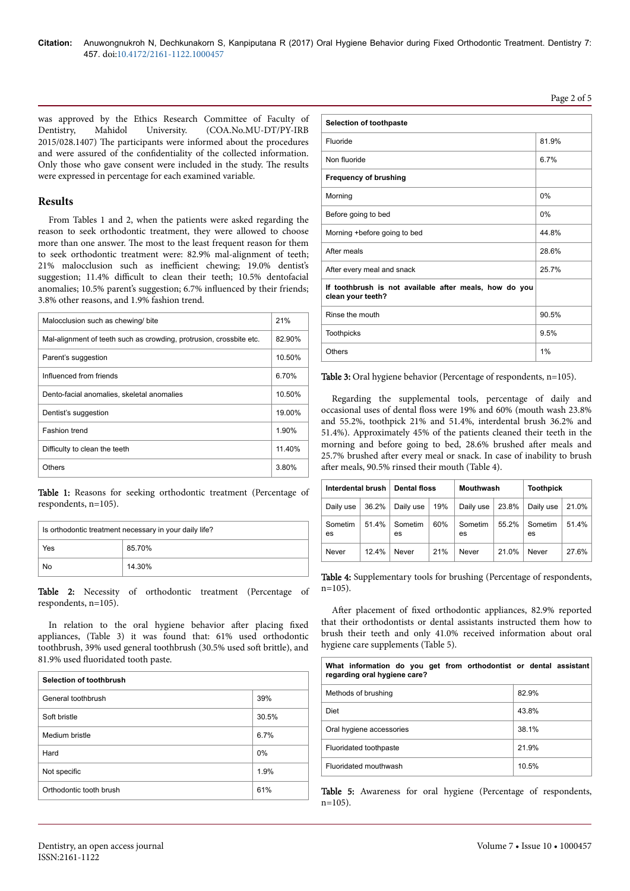was approved by the Ethics Research Committee of Faculty of Dentistry, Mahidol University. (COA.No.MU-DT/PY-IRB 2015/028.1407) The participants were informed about the procedures and were assured of the confidentiality of the collected information. Only those who gave consent were included in the study. The results were expressed in percentage for each examined variable.

## Results

From Tables 1 and 2, when the patients were asked regarding the reason to seek orthodontic treatment, they were allowed to choose more than one answer. The most to the least frequent reason for them to seek orthodontic treatment were: 82.9% mal-alignment of teeth; 21% malocclusion such as inefficient chewing; 19.0% dentist's suggestion; 11.4% difficult to clean their teeth; 10.5% dentofacial anomalies; 10.5% parent's suggestion; 6.7% influenced by their friends; 3.8% other reasons, and 1.9% fashion trend.

| | |
|---|---|
| Malocclusion such as chewing/ bite | 21% |
| Mal-alignment of teeth such as crowding, protrusion, crossbite etc. | 82.90% |
| Parent's suggestion | 10.50% |
| Influenced from friends | 6.70% |
| Dento-facial anomalies, skeletal anomalies | 10.50% |
| Dentist's suggestion | 19.00% |
| Fashion trend | 1.90% |
| Difficulty to clean the teeth | 11.40% |
| Others | 3.80% |

Table 1: Reasons for seeking orthodontic treatment (Percentage of respondents, n=105).

| Is orthodontic treatment necessary in your daily life? | |
|---|---|
| Yes | 85.70% |
| No | 14.30% |

Table 2: Necessity of orthodontic treatment (Percentage of respondents, n=105).

In relation to the oral hygiene behavior after placing fixed appliances, (Table 3) it was found that: 61% used orthodontic toothbrush, 39% used general toothbrush (30.5% used soft brittle), and 81.9% used fluoridated tooth paste.

| **Selection of toothbrush** | |
|---|---|
| General toothbrush | 39% |
| Soft bristle | 30.5% |
| Medium bristle | 6.7% |
| Hard | 0% |
| Not specific | 1.9% |
| Orthodontic tooth brush | 61% |
| **Selection of toothpaste** | |
| Fluoride | 81.9% |
| Non fluoride | 6.7% |
| **Frequency of brushing** | |
| Morning | 0% |
| Before going to bed | 0% |
| Morning +before going to bed | 44.8% |
| After meals | 28.6% |
| After every meal and snack | 25.7% |
| **If toothbrush is not available after meals, how do you clean your teeth?** | |
| Rinse the mouth | 90.5% |
| Toothpicks | 9.5% |
| Others | 1% |

Table 3: Oral hygiene behavior (Percentage of respondents, n=105).

Regarding the supplemental tools, percentage of daily and occasional uses of dental floss were 19% and 60% (mouth wash 23.8% and 55.2%, toothpick 21% and 51.4%, interdental brush 36.2% and 51.4%). Approximately 45% of the patients cleaned their teeth in the morning and before going to bed, 28.6% brushed after meals and 25.7% brushed after every meal or snack. In case of inability to brush after meals, 90.5% rinsed their mouth (Table 4).

| Interdental brush | | Dental floss | | Mouthwash | | Toothpick | |
|---|---|---|---|---|---|---|---|
| Daily use | 36.2% | Daily use | 19% | Daily use | 23.8% | Daily use | 21.0% |
| Sometimes | 51.4% | Sometimes | 60% | Sometimes | 55.2% | Sometimes | 51.4% |
| Never | 12.4% | Never | 21% | Never | 21.0% | Never | 27.6% |

Table 4: Supplementary tools for brushing (Percentage of respondents, n=105).

After placement of fixed orthodontic appliances, 82.9% reported that their orthodontists or dental assistants instructed them how to brush their teeth and only 41.0% received information about oral hygiene care supplements (Table 5).

| What information do you get from orthodontist or dental assistant regarding oral hygiene care? | |
|---|---|
| Methods of brushing | 82.9% |
| Diet | 43.8% |
| Oral hygiene accessories | 38.1% |
| Fluoridated toothpaste | 21.9% |
| Fluoridated mouthwash | 10.5% |

Table 5: Awareness for oral hygiene (Percentage of respondents, n=105).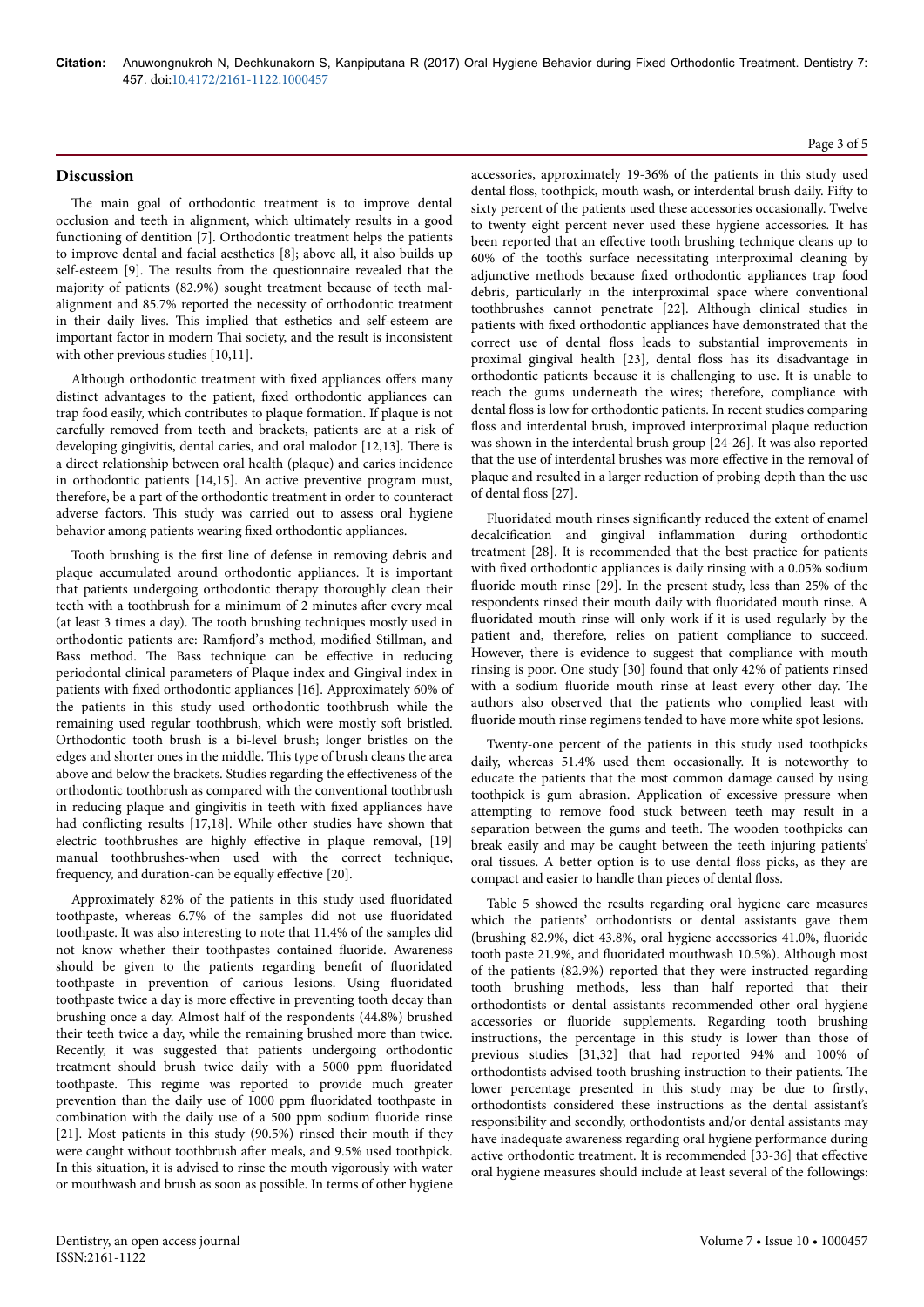## Discussion

The main goal of orthodontic treatment is to improve dental occlusion and teeth in alignment, which ultimately results in a good functioning of dentition [7]. Orthodontic treatment helps the patients to improve dental and facial aesthetics [8]; above all, it also builds up self-esteem [9]. The results from the questionnaire revealed that the majority of patients (82.9%) sought treatment because of teeth malalignment and 85.7% reported the necessity of orthodontic treatment in their daily lives. This implied that esthetics and self-esteem are important factor in modern Thai society, and the result is inconsistent with other previous studies [10,11].

Although orthodontic treatment with fixed appliances offers many distinct advantages to the patient, fixed orthodontic appliances can trap food easily, which contributes to plaque formation. If plaque is not carefully removed from teeth and brackets, patients are at a risk of developing gingivitis, dental caries, and oral malodor [12,13]. There is a direct relationship between oral health (plaque) and caries incidence in orthodontic patients [14,15]. An active preventive program must, therefore, be a part of the orthodontic treatment in order to counteract adverse factors. This study was carried out to assess oral hygiene behavior among patients wearing fixed orthodontic appliances.

Tooth brushing is the first line of defense in removing debris and plaque accumulated around orthodontic appliances. It is important that patients undergoing orthodontic therapy thoroughly clean their teeth with a toothbrush for a minimum of 2 minutes after every meal (at least 3 times a day). The tooth brushing techniques mostly used in orthodontic patients are: Ramfjord's method, modified Stillman, and Bass method. The Bass technique can be effective in reducing periodontal clinical parameters of Plaque index and Gingival index in patients with fixed orthodontic appliances [16]. Approximately 60% of the patients in this study used orthodontic toothbrush while the remaining used regular toothbrush, which were mostly soft bristled. Orthodontic tooth brush is a bi-level brush; longer bristles on the edges and shorter ones in the middle. This type of brush cleans the area above and below the brackets. Studies regarding the effectiveness of the orthodontic toothbrush as compared with the conventional toothbrush in reducing plaque and gingivitis in teeth with fixed appliances have had conflicting results [17,18]. While other studies have shown that electric toothbrushes are highly effective in plaque removal, [19] manual toothbrushes-when used with the correct technique, frequency, and duration-can be equally effective [20].

Approximately 82% of the patients in this study used fluoridated toothpaste, whereas 6.7% of the samples did not use fluoridated toothpaste. It was also interesting to note that 11.4% of the samples did not know whether their toothpastes contained fluoride. Awareness should be given to the patients regarding benefit of fluoridated toothpaste in prevention of carious lesions. Using fluoridated toothpaste twice a day is more effective in preventing tooth decay than brushing once a day. Almost half of the respondents (44.8%) brushed their teeth twice a day, while the remaining brushed more than twice. Recently, it was suggested that patients undergoing orthodontic treatment should brush twice daily with a 5000 ppm fluoridated toothpaste. This regime was reported to provide much greater prevention than the daily use of 1000 ppm fluoridated toothpaste in combination with the daily use of a 500 ppm sodium fluoride rinse [21]. Most patients in this study (90.5%) rinsed their mouth if they were caught without toothbrush after meals, and 9.5% used toothpick. In this situation, it is advised to rinse the mouth vigorously with water or mouthwash and brush as soon as possible. In terms of other hygiene accessories, approximately 19-36% of the patients in this study used dental floss, toothpick, mouth wash, or interdental brush daily. Fifty to sixty percent of the patients used these accessories occasionally. Twelve to twenty eight percent never used these hygiene accessories. It has been reported that an effective tooth brushing technique cleans up to 60% of the tooth's surface necessitating interproximal cleaning by adjunctive methods because fixed orthodontic appliances trap food debris, particularly in the interproximal space where conventional toothbrushes cannot penetrate [22]. Although clinical studies in patients with fixed orthodontic appliances have demonstrated that the correct use of dental floss leads to substantial improvements in proximal gingival health [23], dental floss has its disadvantage in orthodontic patients because it is challenging to use. It is unable to reach the gums underneath the wires; therefore, compliance with dental floss is low for orthodontic patients. In recent studies comparing floss and interdental brush, improved interproximal plaque reduction was shown in the interdental brush group [24-26]. It was also reported that the use of interdental brushes was more effective in the removal of plaque and resulted in a larger reduction of probing depth than the use of dental floss [27].

Fluoridated mouth rinses significantly reduced the extent of enamel decalcification and gingival inflammation during orthodontic treatment [28]. It is recommended that the best practice for patients with fixed orthodontic appliances is daily rinsing with a 0.05% sodium fluoride mouth rinse [29]. In the present study, less than 25% of the respondents rinsed their mouth daily with fluoridated mouth rinse. A fluoridated mouth rinse will only work if it is used regularly by the patient and, therefore, relies on patient compliance to succeed. However, there is evidence to suggest that compliance with mouth rinsing is poor. One study [30] found that only 42% of patients rinsed with a sodium fluoride mouth rinse at least every other day. The authors also observed that the patients who complied least with fluoride mouth rinse regimens tended to have more white spot lesions.

Twenty-one percent of the patients in this study used toothpicks daily, whereas 51.4% used them occasionally. It is noteworthy to educate the patients that the most common damage caused by using toothpick is gum abrasion. Application of excessive pressure when attempting to remove food stuck between teeth may result in a separation between the gums and teeth. The wooden toothpicks can break easily and may be caught between the teeth injuring patients' oral tissues. A better option is to use dental floss picks, as they are compact and easier to handle than pieces of dental floss.

Table 5 showed the results regarding oral hygiene care measures which the patients' orthodontists or dental assistants gave them (brushing 82.9%, diet 43.8%, oral hygiene accessories 41.0%, fluoride tooth paste 21.9%, and fluoridated mouthwash 10.5%). Although most of the patients (82.9%) reported that they were instructed regarding tooth brushing methods, less than half reported that their orthodontists or dental assistants recommended other oral hygiene accessories or fluoride supplements. Regarding tooth brushing instructions, the percentage in this study is lower than those of previous studies [31,32] that had reported 94% and 100% of orthodontists advised tooth brushing instruction to their patients. The lower percentage presented in this study may be due to firstly, orthodontists considered these instructions as the dental assistant's responsibility and secondly, orthodontists and/or dental assistants may have inadequate awareness regarding oral hygiene performance during active orthodontic treatment. It is recommended [33-36] that effective oral hygiene measures should include at least several of the followings: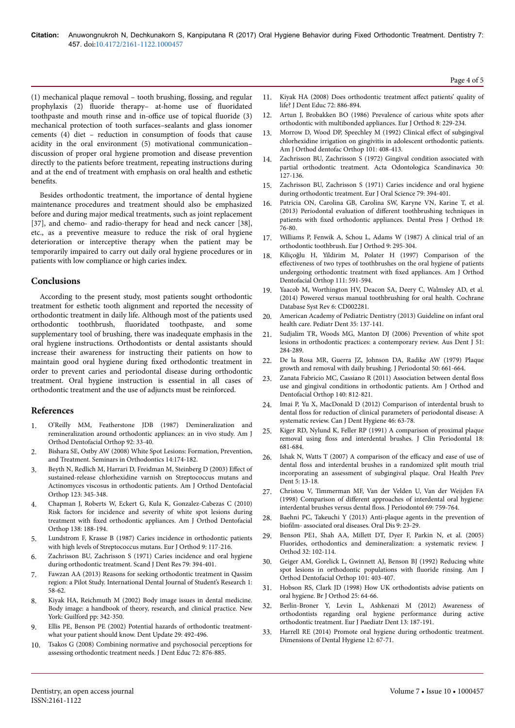(1) mechanical plaque removal – tooth brushing, flossing, and regular prophylaxis (2) fluoride therapy– at-home use of fluoridated toothpaste and mouth rinse and in-office use of topical fluoride (3) mechanical protection of tooth surfaces–sealants and glass ionomer cements (4) diet – reduction in consumption of foods that cause acidity in the oral environment (5) motivational communication– discussion of proper oral hygiene promotion and disease prevention directly to the patients before treatment, repeating instructions during and at the end of treatment with emphasis on oral health and esthetic benefits.

Besides orthodontic treatment, the importance of dental hygiene maintenance procedures and treatment should also be emphasized before and during major medical treatments, such as joint replacement [37], and chemo- and radio-therapy for head and neck cancer [38], etc., as a preventive measure to reduce the risk of oral hygiene deterioration or interceptive therapy when the patient may be temporarily impaired to carry out daily oral hygiene procedures or in patients with low compliance or high caries index.

## Conclusions

According to the present study, most patients sought orthodontic treatment for esthetic tooth alignment and reported the necessity of orthodontic treatment in daily life. Although most of the patients used orthodontic toothbrush, fluoridated toothpaste, and some supplementary tool of brushing, there was inadequate emphasis in the oral hygiene instructions. Orthodontists or dental assistants should increase their awareness for instructing their patients on how to maintain good oral hygiene during fixed orthodontic treatment in order to prevent caries and periodontal disease during orthodontic treatment. Oral hygiene instruction is essential in all cases of orthodontic treatment and the use of adjuncts must be reinforced.

## References

1. O'Reilly MM, Featherstone JDB (1987) Demineralization and remineralization around orthodontic appliances: an in vivo study. Am J Orthod Dentofacial Orthop 92: 33-40.
2. Bishara SE, Ostby AW (2008) White Spot Lesions: Formation, Prevention, and Treatment. Seminars in Orthodontics 14:174-182.
3. Beyth N, Redlich M, Harrari D, Freidman M, Steinberg D (2003) Effect of sustained-release chlorhexidine varnish on Streptococcus mutans and Actinomyces viscosus in orthodontic patients. Am J Orthod Dentofacial Orthop 123: 345-348.
4. Chapman J, Roberts W, Eckert G, Kula K, Gonzalez-Cabezas C (2010) Risk factors for incidence and severity of white spot lesions during treatment with fixed orthodontic appliances. Am J Orthod Dentofacial Orthop 138: 188-194.
5. Lundstrom F, Krasse B (1987) Caries incidence in orthodontic patients with high levels of Streptococcus mutans. Eur J Orthod 9: 117-216.
6. Zachrisson BU, Zachrisson S (1971) Caries incidence and oral hygiene during orthodontic treatment. Scand J Dent Res 79: 394-401.
7. Fawzan AA (2013) Reasons for seeking orthodontic treatment in Qassim region: a Pilot Study. International Dental Journal of Student's Research 1: 58-62.
8. Kiyak HA, Reichmuth M (2002) Body image issues in dental medicine. Body image: a handbook of theory, research, and clinical practice. New York: Guilford pp: 342-350.
9. Ellis PE, Benson PE (2002) Potential hazards of orthodontic treatment-what your patient should know. Dent Update 29: 492-496.
10. Tsakos G (2008) Combining normative and psychosocial perceptions for assessing orthodontic treatment needs. J Dent Educ 72: 876-885.
11. Kiyak HA (2008) Does orthodontic treatment affect patients' quality of life? J Dent Educ 72: 886-894.
12. Artun J, Brobakken BO (1986) Prevalence of carious white spots after orthodontic with multibonded appliances. Eur J Orthod 8: 229-234.
13. Morrow D, Wood DP, Speechley M (1992) Clinical effect of subgingival chlorhexidine irrigation on gingivitis in adolescent orthodontic patients. Am J Orthod dentofac Orthop 101: 408-413.
14. Zachrisson BU, Zachrisson S (1972) Gingival condition associated with partial orthodontic treatment. Acta Odontologica Scandinavica 30: 127-136.
15. Zachrisson BU, Zachrisson S (1971) Caries incidence and oral hygiene during orthodontic treatment. Eur J Oral Science 79: 394-401.
16. Patricia ON, Carolina GB, Carolina SW, Karyne VN, Karine T, et al. (2013) Periodontal evaluation of different toothbrushing techniques in patients with fixed orthodontic appliances. Dental Press J Orthod 18: 76-80.
17. Williams P, Fenwik A, Schou L, Adams W (1987) A clinical trial of an orthodontic toothbrush. Eur J Orthod 9: 295-304.
18. Kiliçoğlu H, Yildirim M, Polater H (1997) Comparison of the effectiveness of two types of toothbrushes on the oral hygiene of patients undergoing orthodontic treatment with fixed appliances. Am J Orthod Dentofacial Orthop 111: 591-594.
19. Yaacob M, Worthington HV, Deacon SA, Deery C, Walmsley AD, et al. (2014) Powered versus manual toothbrushing for oral health. Cochrane Database Syst Rev 6: CD002281.
20. American Academy of Pediatric Dentistry (2013) Guideline on infant oral health care. Pediatr Dent 35: 137-141.
21. Sudjalim TR, Woods MG, Manton DJ (2006) Prevention of white spot lesions in orthodontic practices: a contemporary review. Aus Dent J 51: 284-289.
22. De la Rosa MR, Guerra JZ, Johnson DA, Radike AW (1979) Plaque growth and removal with daily brushing. J Periodontal 50: 661-664.
23. Zanata Fabricio MC, Cassiano R (2011) Association between dental floss use and gingival conditions in orthodontic patients. Am J Orthod and Dentofacial Orthop 140: 812-821.
24. Imai P, Yu X, MacDonald D (2012) Comparison of interdental brush to dental floss for reduction of clinical parameters of periodontal disease: A systematic review. Can J Dent Hygiene 46: 63-78.
25. Kiger RD, Nylund K, Feller RP (1991) A comparison of proximal plaque removal using floss and interdental brushes. J Clin Periodontal 18: 681-684.
26. Ishak N, Watts T (2007) A comparison of the efficacy and ease of use of dental floss and interdental brushes in a randomized split mouth trial incorporating an assessment of subgingival plaque. Oral Health Prev Dent 5: 13-18.
27. Christou V, Timmerman MF, Van der Velden U, Van der Weijden FA (1998) Comparison of different approaches of interdental oral hygiene: interdental brushes versus dental floss. J Periodontol 69: 759-764.
28. Baehni PC, Takeuchi Y (2013) Anti-plaque agents in the prevention of biofilm- associated oral diseases. Oral Dis 9: 23-29.
29. Benson PE1, Shah AA, Millett DT, Dyer F, Parkin N, et al. (2005) Fluorides, orthodontics and demineralization: a systematic review. J Orthod 32: 102-114.
30. Geiger AM, Gorelick L, Gwinnett AJ, Benson BJ (1992) Reducing white spot lesions in orthodontic populations with fluoride rinsing. Am J Orthod Dentofacial Orthop 101: 403-407.
31. Hobson RS, Clark JD (1998) How UK orthodontists advise patients on oral hygiene. Br J Orthod 25: 64-66.
32. Berlin-Broner Y, Levin L, Ashkenazi M (2012) Awareness of orthodontists regarding oral hygiene performance during active orthodontic treatment. Eur J Paediatr Dent 13: 187-191.
33. Harrell RE (2014) Promote oral hygiene during orthodontic treatment. Dimensions of Dental Hygiene 12: 67-71.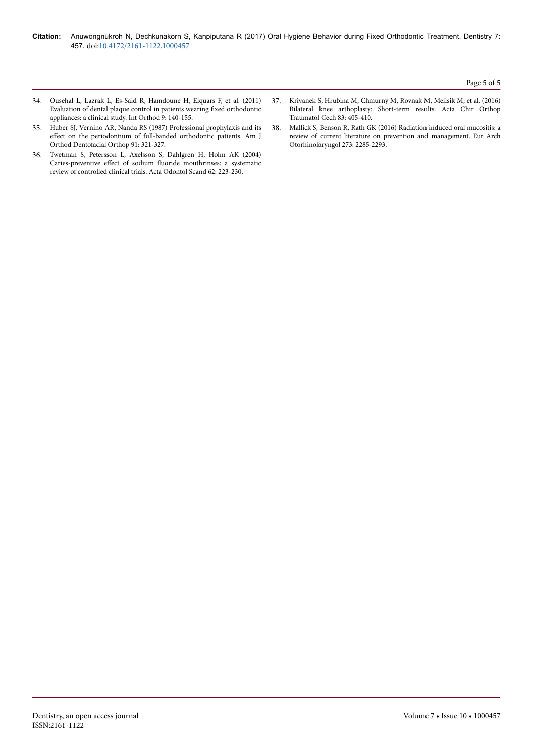34. Ousehal L, Lazrak L, Es-Said R, Hamdoune H, Elquars F, et al. (2011) Evaluation of dental plaque control in patients wearing fixed orthodontic appliances: a clinical study. Int Orthod 9: 140-155.
35. Huber SJ, Vernino AR, Nanda RS (1987) Professional prophylaxis and its effect on the periodontium of full-banded orthodontic patients. Am J Orthod Dentofacial Orthop 91: 321-327.
36. Twetman S, Petersson L, Axelsson S, Dahlgren H, Holm AK (2004) Caries-preventive effect of sodium fluoride mouthrinses: a systematic review of controlled clinical trials. Acta Odontol Scand 62: 223-230.
37. Krivanek S, Hrubina M, Chmurny M, Rovnak M, Melisik M, et al. (2016) Bilateral knee arthoplasty: Short-term results. Acta Chir Orthop Traumatol Cech 83: 405-410.
38. Mallick S, Benson R, Rath GK (2016) Radiation induced oral mucositis: a review of current literature on prevention and management. Eur Arch Otorhinolaryngol 273: 2285-2293.